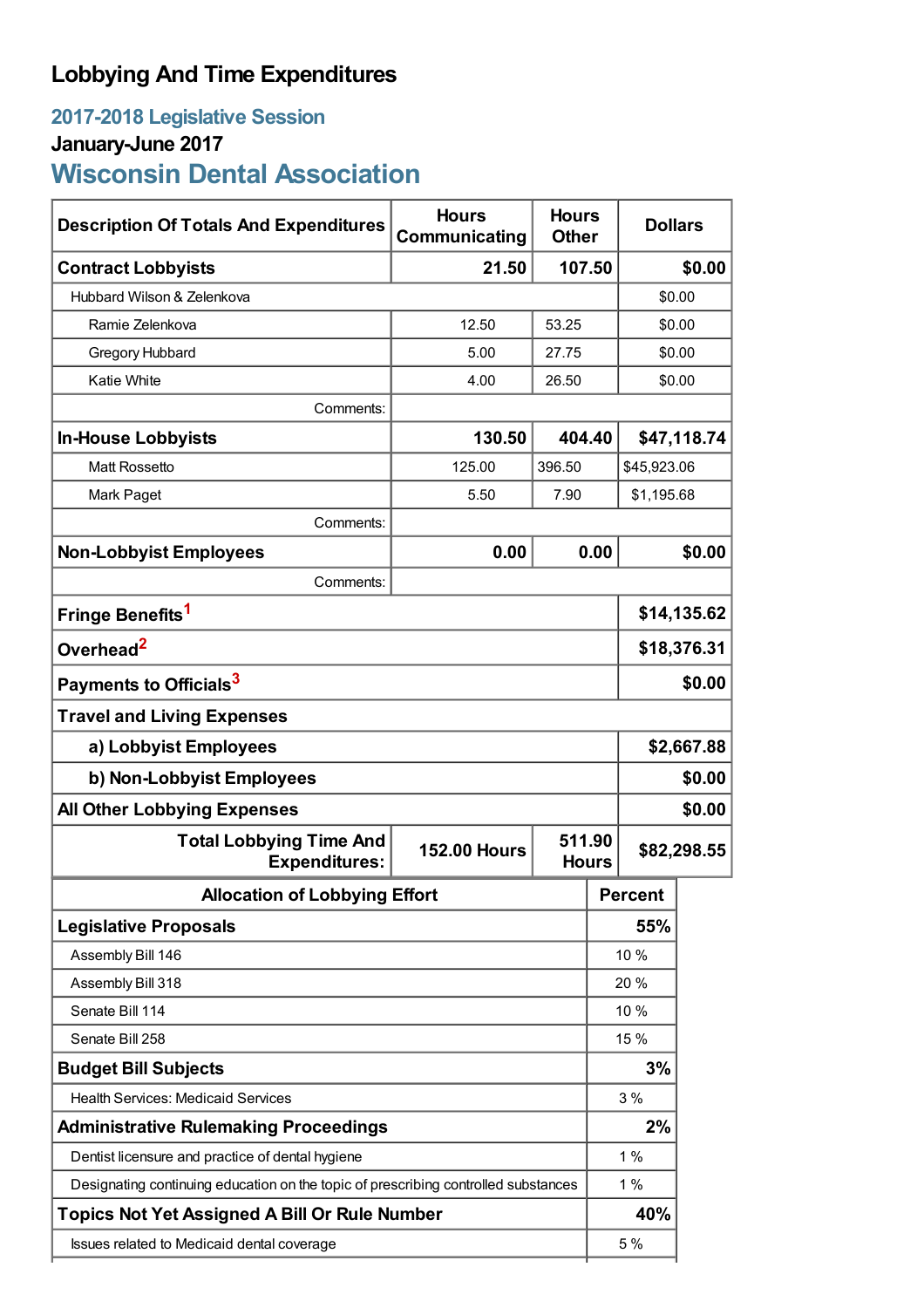# Lobbying And Time Expenditures

## 2017-2018 Legislative Session

### January-June 2017

## Wisconsin Dental Association

| Description Of Totals And Expenditures | Hours Communicating | Hours Other | Dollars |
|---|---|---|---|
| **Contract Lobbyists** | **21.50** | **107.50** | **$0.00** |
| Hubbard Wilson & Zelenkova | | | $0.00 |
| Ramie Zelenkova | 12.50 | 53.25 | $0.00 |
| Gregory Hubbard | 5.00 | 27.75 | $0.00 |
| Katie White | 4.00 | 26.50 | $0.00 |
| Comments: | | | |
| **In-House Lobbyists** | **130.50** | **404.40** | **$47,118.74** |
| Matt Rossetto | 125.00 | 396.50 | $45,923.06 |
| Mark Paget | 5.50 | 7.90 | $1,195.68 |
| Comments: | | | |
| **Non-Lobbyist Employees** | **0.00** | **0.00** | **$0.00** |
| Comments: | | | |
| **Fringe Benefits**[1] | | | **$14,135.62** |
| **Overhead**[2] | | | **$18,376.31** |
| **Payments to Officials**[3] | | | **$0.00** |
| **Travel and Living Expenses** | | | |
| **a) Lobbyist Employees** | | | **$2,667.88** |
| **b) Non-Lobbyist Employees** | | | **$0.00** |
| **All Other Lobbying Expenses** | | | **$0.00** |
| **Total Lobbying Time And Expenditures:** | **152.00 Hours** | **511.90 Hours** | **$82,298.55** |

| Allocation of Lobbying Effort | Percent |
|---|---|
| **Legislative Proposals** | **55%** |
| Assembly Bill 146 | 10 % |
| Assembly Bill 318 | 20 % |
| Senate Bill 114 | 10 % |
| Senate Bill 258 | 15 % |
| **Budget Bill Subjects** | **3%** |
| Health Services: Medicaid Services | 3 % |
| **Administrative Rulemaking Proceedings** | **2%** |
| Dentist licensure and practice of dental hygiene | 1 % |
| Designating continuing education on the topic of prescribing controlled substances | 1 % |
| **Topics Not Yet Assigned A Bill Or Rule Number** | **40%** |
| Issues related to Medicaid dental coverage | 5 % |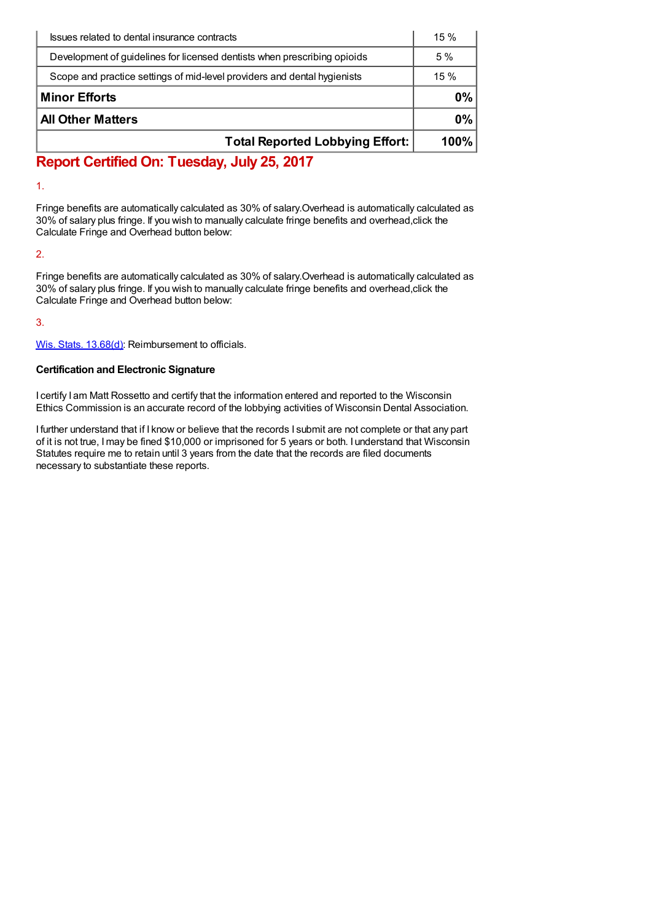| | |
|---|---|
| Issues related to dental insurance contracts | 15 % |
| Development of guidelines for licensed dentists when prescribing opioids | 5 % |
| Scope and practice settings of mid-level providers and dental hygienists | 15 % |
| **Minor Efforts** | **0%** |
| **All Other Matters** | **0%** |
| **Total Reported Lobbying Effort:** | **100%** |

## Report Certified On: Tuesday, July 25, 2017

1.

Fringe benefits are automatically calculated as 30% of salary.Overhead is automatically calculated as 30% of salary plus fringe. If you wish to manually calculate fringe benefits and overhead,click the Calculate Fringe and Overhead button below:

2.

Fringe benefits are automatically calculated as 30% of salary.Overhead is automatically calculated as 30% of salary plus fringe. If you wish to manually calculate fringe benefits and overhead,click the Calculate Fringe and Overhead button below:

3.

Wis. Stats. 13.68(d): Reimbursement to officials.

**Certification and Electronic Signature**

I certify I am Matt Rossetto and certify that the information entered and reported to the Wisconsin Ethics Commission is an accurate record of the lobbying activities of Wisconsin Dental Association.

I further understand that if I know or believe that the records I submit are not complete or that any part of it is not true, I may be fined $10,000 or imprisoned for 5 years or both. I understand that Wisconsin Statutes require me to retain until 3 years from the date that the records are filed documents necessary to substantiate these reports.